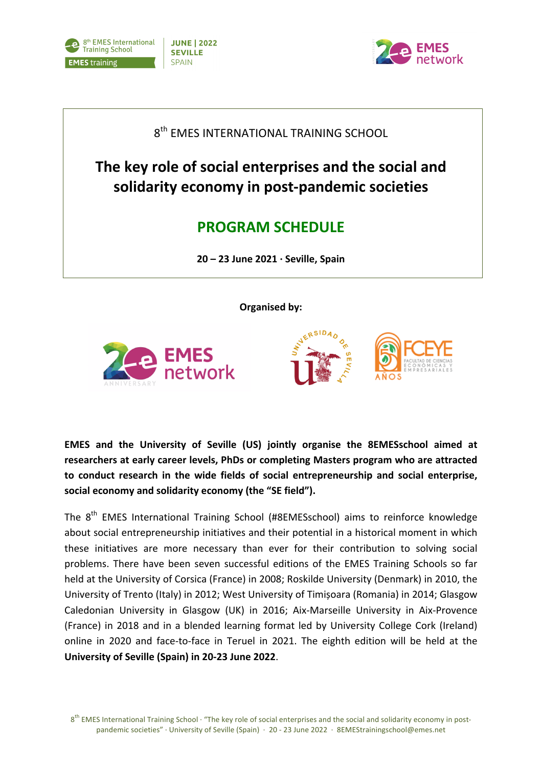8th EMES International Training School

EMES training

JUNE | 2022
SEVILLE
SPAIN

8th EMES INTERNATIONAL TRAINING SCHOOL

# The key role of social enterprises and the social and solidarity economy in post-pandemic societies

## PROGRAM SCHEDULE

**20 – 23 June 2021 · Seville, Spain**

**Organised by:**

**EMES and the University of Seville (US) jointly organise the 8EMESschool aimed at researchers at early career levels, PhDs or completing Masters program who are attracted to conduct research in the wide fields of social entrepreneurship and social enterprise, social economy and solidarity economy (the "SE field").**

The 8th EMES International Training School (#8EMESschool) aims to reinforce knowledge about social entrepreneurship initiatives and their potential in a historical moment in which these initiatives are more necessary than ever for their contribution to solving social problems. There have been seven successful editions of the EMES Training Schools so far held at the University of Corsica (France) in 2008; Roskilde University (Denmark) in 2010, the University of Trento (Italy) in 2012; West University of Timișoara (Romania) in 2014; Glasgow Caledonian University in Glasgow (UK) in 2016; Aix-Marseille University in Aix-Provence (France) in 2018 and in a blended learning format led by University College Cork (Ireland) online in 2020 and face-to-face in Teruel in 2021. The eighth edition will be held at the **University of Seville (Spain) in 20-23 June 2022**.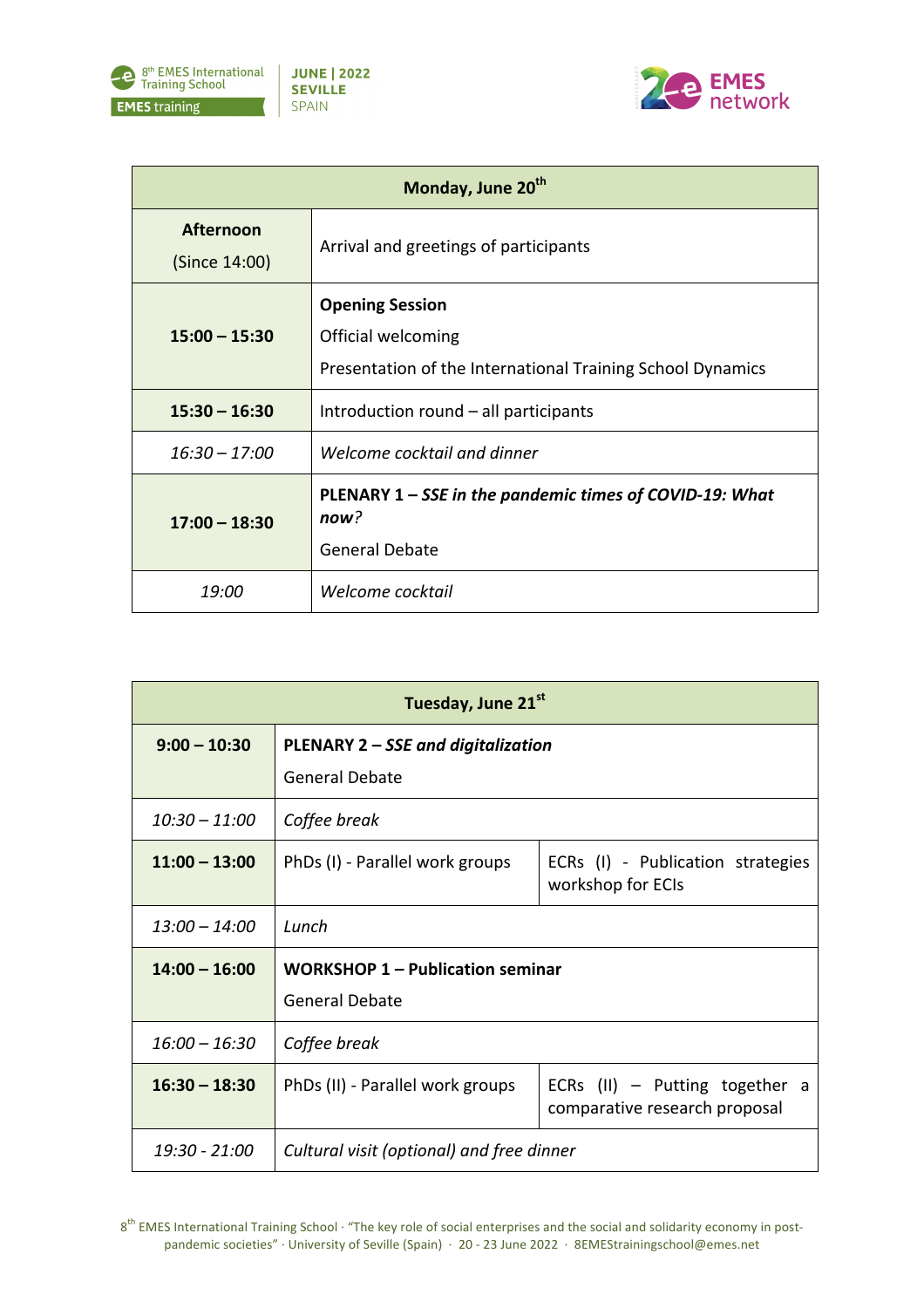| Monday, June 20th | |
|---|---|
| **Afternoon** (Since 14:00) | Arrival and greetings of participants |
| **15:00 – 15:30** | **Opening Session** Official welcoming Presentation of the International Training School Dynamics |
| **15:30 – 16:30** | Introduction round – all participants |
| *16:30 – 17:00* | *Welcome cocktail and dinner* |
| **17:00 – 18:30** | **PLENARY 1 – *SSE in the pandemic times of COVID-19: What now*?** General Debate |
| *19:00* | *Welcome cocktail* |

| Tuesday, June 21st | | |
|---|---|---|
| **9:00 – 10:30** | **PLENARY 2 – *SSE and digitalization*** General Debate | |
| *10:30 – 11:00* | *Coffee break* | |
| **11:00 – 13:00** | PhDs (I) - Parallel work groups | ECRs (I) - Publication strategies workshop for ECIs |
| *13:00 – 14:00* | *Lunch* | |
| **14:00 – 16:00** | **WORKSHOP 1 – Publication seminar** General Debate | |
| *16:00 – 16:30* | *Coffee break* | |
| **16:30 – 18:30** | PhDs (II) - Parallel work groups | ECRs (II) – Putting together a comparative research proposal |
| *19:30 - 21:00* | *Cultural visit (optional) and free dinner* | |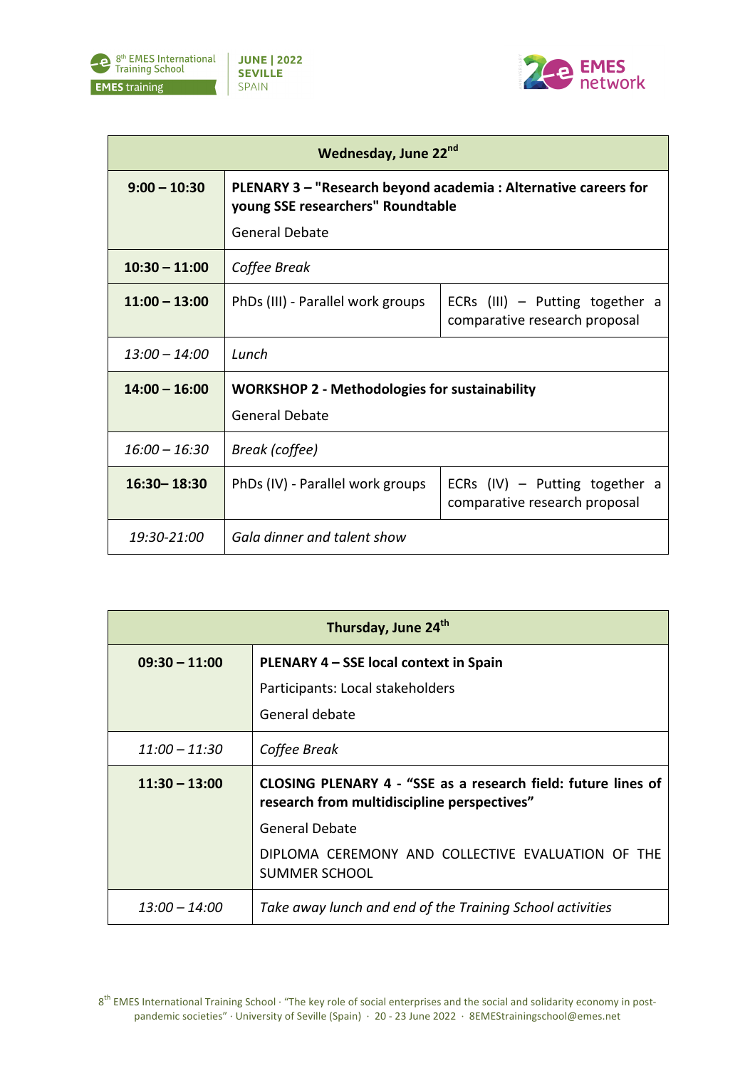| Wednesday, June 22nd | | |
|---|---|---|
| **9:00 – 10:30** | **PLENARY 3 – "Research beyond academia : Alternative careers for young SSE researchers" Roundtable**<br>General Debate | |
| **10:30 – 11:00** | *Coffee Break* | |
| **11:00 – 13:00** | PhDs (III) - Parallel work groups | ECRs (III) – Putting together a comparative research proposal |
| *13:00 – 14:00* | *Lunch* | |
| **14:00 – 16:00** | **WORKSHOP 2 - Methodologies for sustainability**<br>General Debate | |
| *16:00 – 16:30* | *Break (coffee)* | |
| **16:30– 18:30** | PhDs (IV) - Parallel work groups | ECRs (IV) – Putting together a comparative research proposal |
| *19:30-21:00* | *Gala dinner and talent show* | |

| Thursday, June 24th | |
|---|---|
| **09:30 – 11:00** | **PLENARY 4 – SSE local context in Spain**<br>Participants: Local stakeholders<br>General debate |
| *11:00 – 11:30* | *Coffee Break* |
| **11:30 – 13:00** | **CLOSING PLENARY 4 - "SSE as a research field: future lines of research from multidiscipline perspectives"**<br>General Debate<br>DIPLOMA CEREMONY AND COLLECTIVE EVALUATION OF THE SUMMER SCHOOL |
| *13:00 – 14:00* | *Take away lunch and end of the Training School activities* |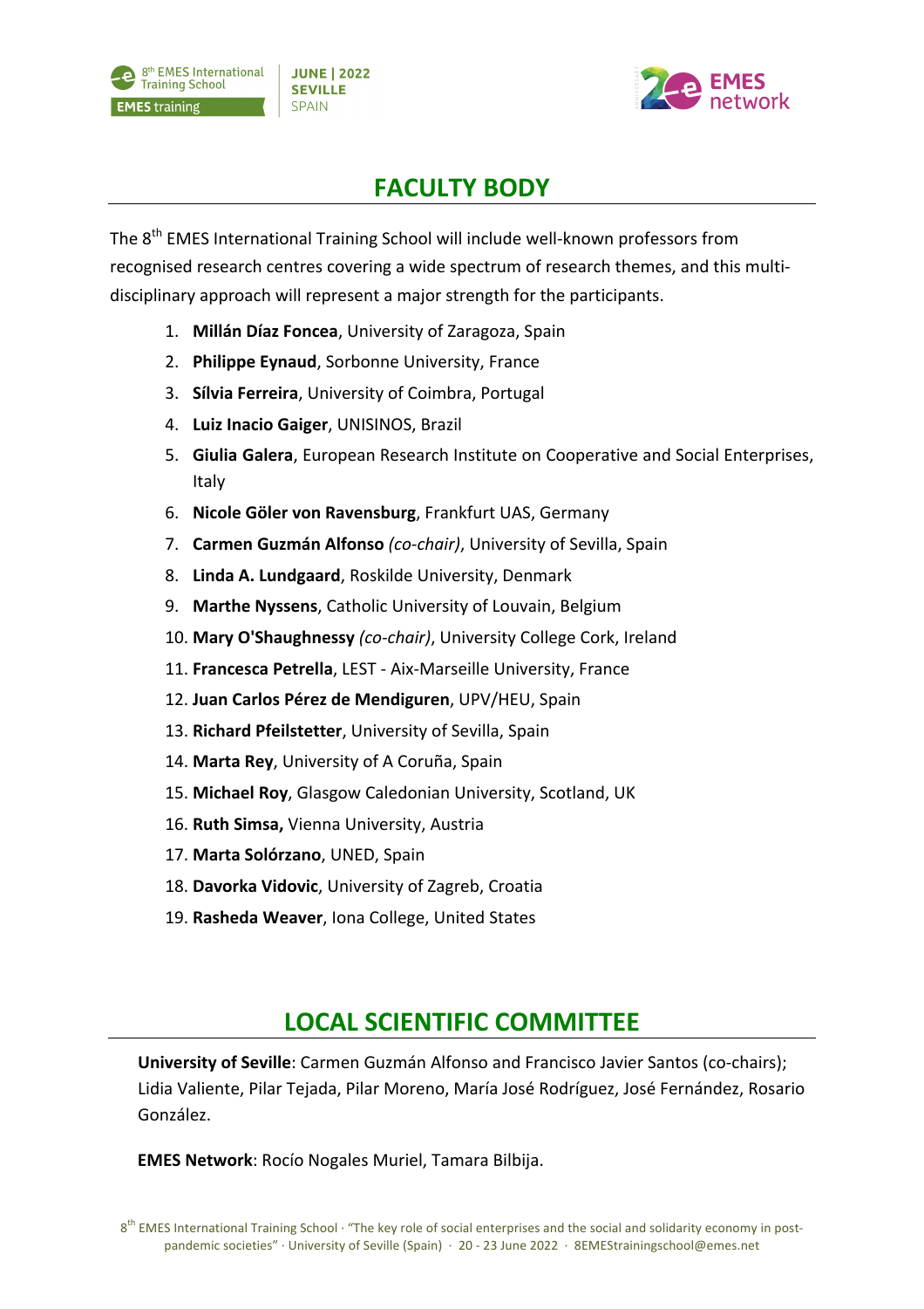## FACULTY BODY

The 8th EMES International Training School will include well-known professors from recognised research centres covering a wide spectrum of research themes, and this multi-disciplinary approach will represent a major strength for the participants.

1. **Millán Díaz Foncea**, University of Zaragoza, Spain
2. **Philippe Eynaud**, Sorbonne University, France
3. **Sílvia Ferreira**, University of Coimbra, Portugal
4. **Luiz Inacio Gaiger**, UNISINOS, Brazil
5. **Giulia Galera**, European Research Institute on Cooperative and Social Enterprises, Italy
6. **Nicole Göler von Ravensburg**, Frankfurt UAS, Germany
7. **Carmen Guzmán Alfonso** *(co-chair)*, University of Sevilla, Spain
8. **Linda A. Lundgaard**, Roskilde University, Denmark
9. **Marthe Nyssens**, Catholic University of Louvain, Belgium
10. **Mary O'Shaughnessy** *(co-chair)*, University College Cork, Ireland
11. **Francesca Petrella**, LEST - Aix-Marseille University, France
12. **Juan Carlos Pérez de Mendiguren**, UPV/HEU, Spain
13. **Richard Pfeilstetter**, University of Sevilla, Spain
14. **Marta Rey**, University of A Coruña, Spain
15. **Michael Roy**, Glasgow Caledonian University, Scotland, UK
16. **Ruth Simsa,** Vienna University, Austria
17. **Marta Solórzano**, UNED, Spain
18. **Davorka Vidovic**, University of Zagreb, Croatia
19. **Rasheda Weaver**, Iona College, United States

## LOCAL SCIENTIFIC COMMITTEE

**University of Seville**: Carmen Guzmán Alfonso and Francisco Javier Santos (co-chairs); Lidia Valiente, Pilar Tejada, Pilar Moreno, María José Rodríguez, José Fernández, Rosario González.

**EMES Network**: Rocío Nogales Muriel, Tamara Bilbija.